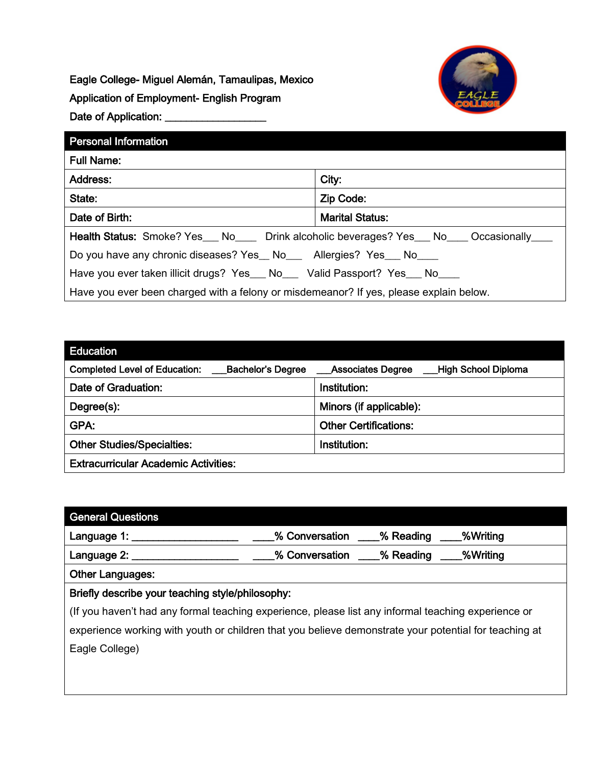Eagle College- Miguel Alemán, Tamaulipas, Mexico

Application of Employment- English Program

Date of Application: __________________

| Personal Information | |
|---|---|
| Full Name: | |
| Address: | City: |
| State: | Zip Code: |
| Date of Birth: | Marital Status: |

**Health Status:** Smoke? Yes___ No____ Drink alcoholic beverages? Yes___ No____ Occasionally____

Do you have any chronic diseases? Yes__ No___ Allergies? Yes___ No____

Have you ever taken illicit drugs? Yes___ No___ Valid Passport? Yes___ No____

Have you ever been charged with a felony or misdemeanor? If yes, please explain below.

| Education | |
|---|---|
| Completed Level of Education: ___Bachelor's Degree ___Associates Degree ___High School Diploma | |
| Date of Graduation: | Institution: |
| Degree(s): | Minors (if applicable): |
| GPA: | Other Certifications: |
| Other Studies/Specialties: | Institution: |
| Extracurricular Academic Activities: | |

| General Questions | | | |
|---|---|---|---|
| Language 1: __________________ | ____% Conversation | ____% Reading | ____%Writing |
| Language 2: __________________ | ____% Conversation | ____% Reading | ____%Writing |
| Other Languages: | | | |

**Briefly describe your teaching style/philosophy:**

(If you haven't had any formal teaching experience, please list any informal teaching experience or experience working with youth or children that you believe demonstrate your potential for teaching at Eagle College)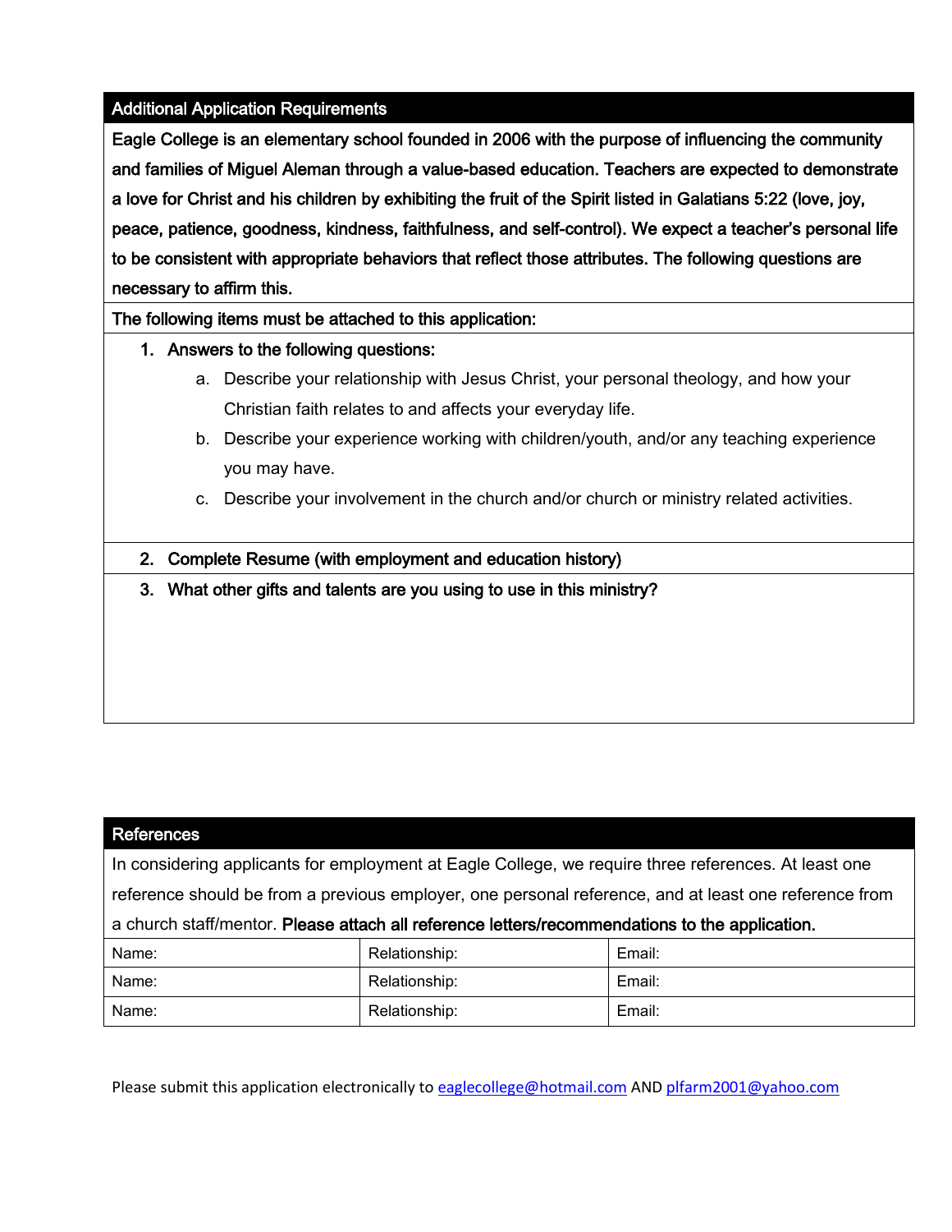## Additional Application Requirements

**Eagle College is an elementary school founded in 2006 with the purpose of influencing the community and families of Miguel Aleman through a value-based education. Teachers are expected to demonstrate a love for Christ and his children by exhibiting the fruit of the Spirit listed in Galatians 5:22 (love, joy, peace, patience, goodness, kindness, faithfulness, and self-control). We expect a teacher's personal life to be consistent with appropriate behaviors that reflect those attributes. The following questions are necessary to affirm this.**

**The following items must be attached to this application:**

1. **Answers to the following questions:**
   a. Describe your relationship with Jesus Christ, your personal theology, and how your Christian faith relates to and affects your everyday life.
   b. Describe your experience working with children/youth, and/or any teaching experience you may have.
   c. Describe your involvement in the church and/or church or ministry related activities.

2. **Complete Resume (with employment and education history)**

3. **What other gifts and talents are you using to use in this ministry?**

## References

In considering applicants for employment at Eagle College, we require three references. At least one reference should be from a previous employer, one personal reference, and at least one reference from a church staff/mentor. **Please attach all reference letters/recommendations to the application.**

| | | |
|---|---|---|
| Name: | Relationship: | Email: |
| Name: | Relationship: | Email: |
| Name: | Relationship: | Email: |

Please submit this application electronically to eaglecollege@hotmail.com AND plfarm2001@yahoo.com